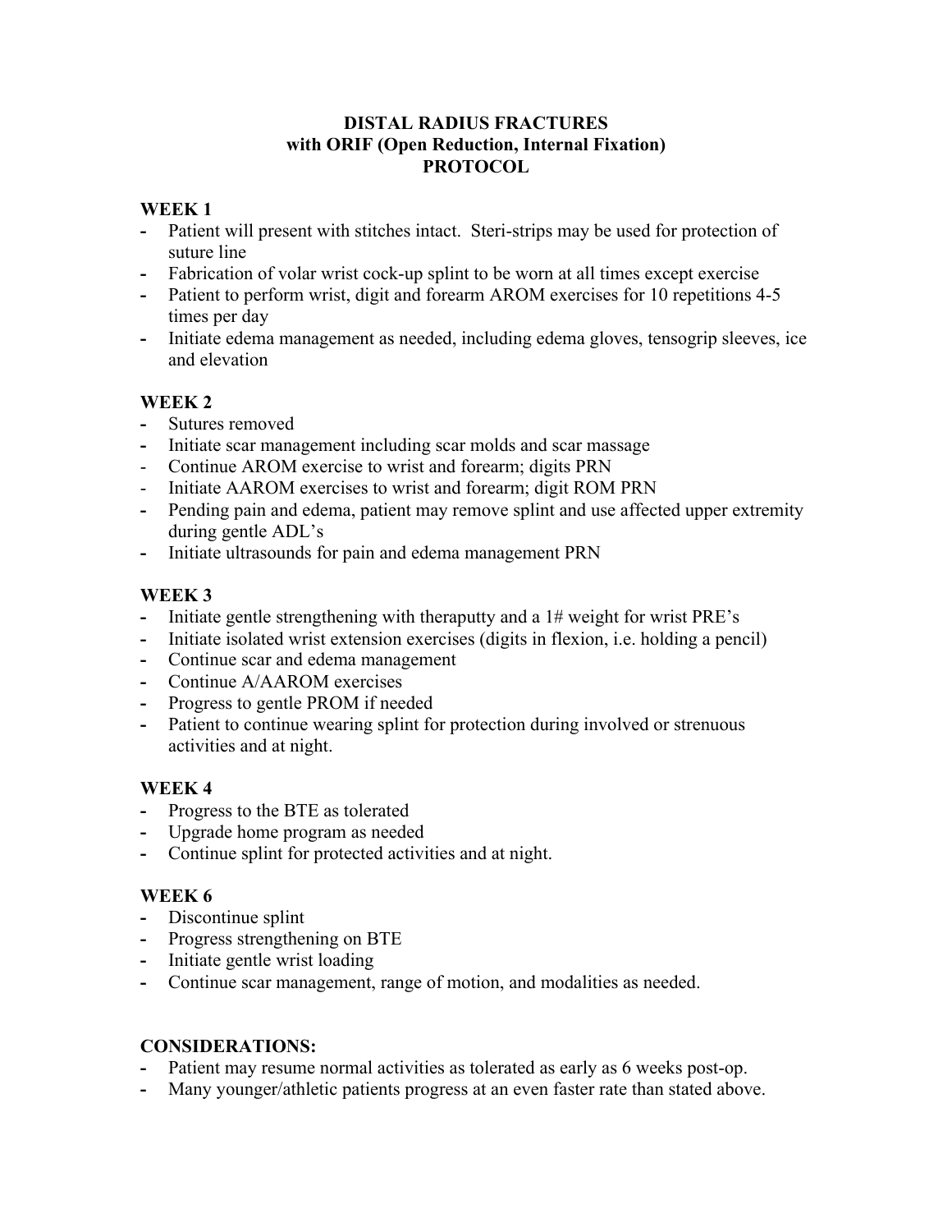# DISTAL RADIUS FRACTURES
## with ORIF (Open Reduction, Internal Fixation)
## PROTOCOL

### WEEK 1

- Patient will present with stitches intact. Steri-strips may be used for protection of suture line
- Fabrication of volar wrist cock-up splint to be worn at all times except exercise
- Patient to perform wrist, digit and forearm AROM exercises for 10 repetitions 4-5 times per day
- Initiate edema management as needed, including edema gloves, tensogrip sleeves, ice and elevation

### WEEK 2

- Sutures removed
- Initiate scar management including scar molds and scar massage
- Continue AROM exercise to wrist and forearm; digits PRN
- Initiate AAROM exercises to wrist and forearm; digit ROM PRN
- Pending pain and edema, patient may remove splint and use affected upper extremity during gentle ADL's
- Initiate ultrasounds for pain and edema management PRN

### WEEK 3

- Initiate gentle strengthening with theraputty and a 1# weight for wrist PRE's
- Initiate isolated wrist extension exercises (digits in flexion, i.e. holding a pencil)
- Continue scar and edema management
- Continue A/AAROM exercises
- Progress to gentle PROM if needed
- Patient to continue wearing splint for protection during involved or strenuous activities and at night.

### WEEK 4

- Progress to the BTE as tolerated
- Upgrade home program as needed
- Continue splint for protected activities and at night.

### WEEK 6

- Discontinue splint
- Progress strengthening on BTE
- Initiate gentle wrist loading
- Continue scar management, range of motion, and modalities as needed.

### CONSIDERATIONS:

- Patient may resume normal activities as tolerated as early as 6 weeks post-op.
- Many younger/athletic patients progress at an even faster rate than stated above.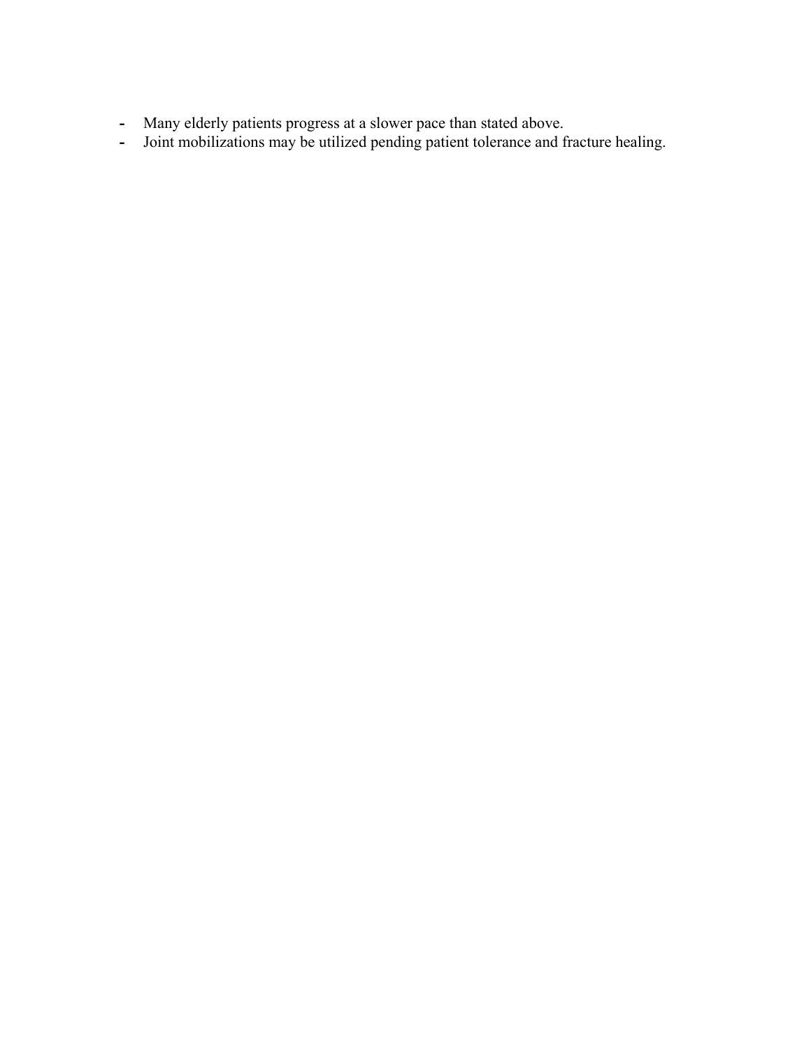- Many elderly patients progress at a slower pace than stated above.
- Joint mobilizations may be utilized pending patient tolerance and fracture healing.